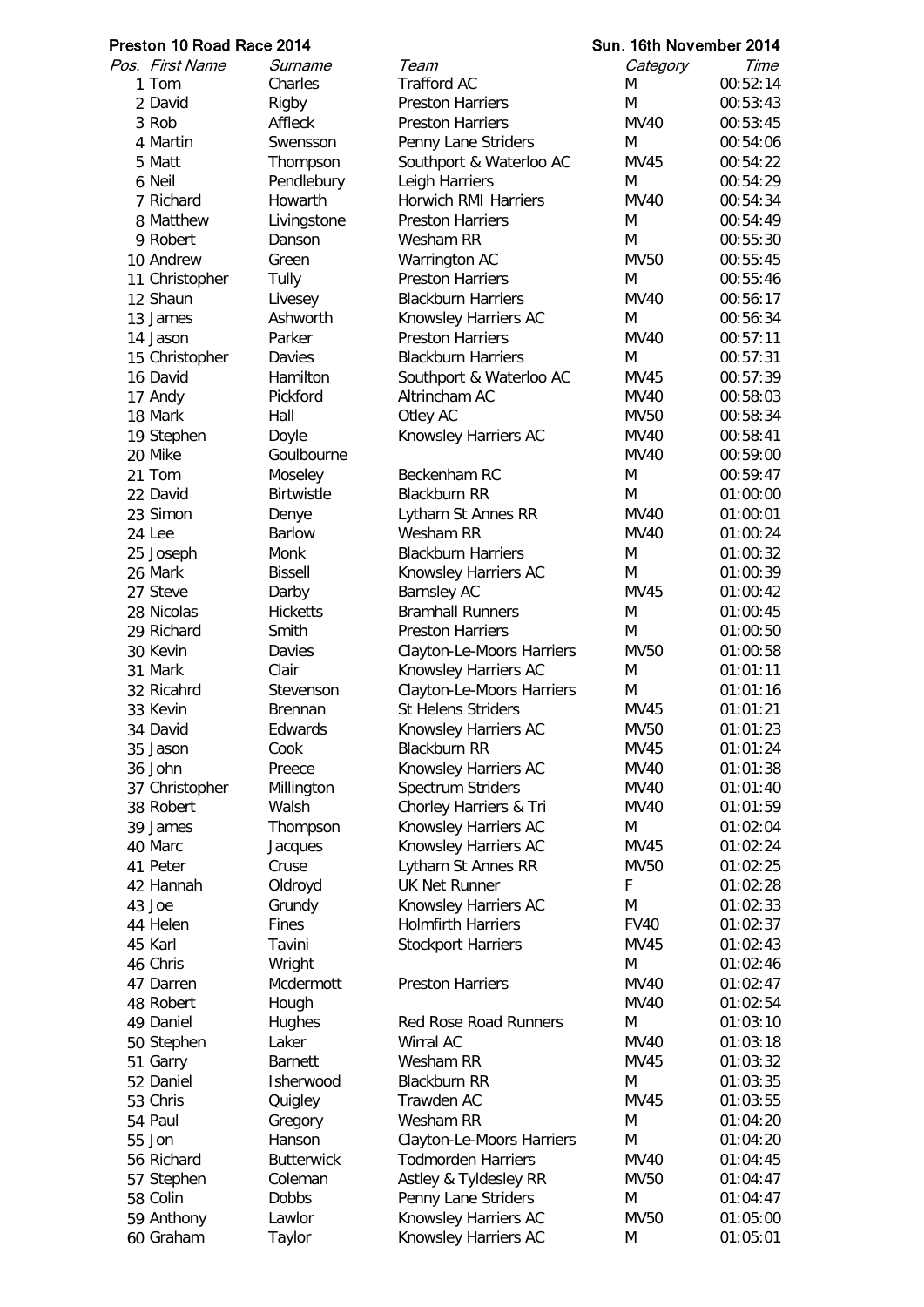**Preston 10 Road Race 2014** **Sun. 16th November 2014**

| Pos. | First Name | Surname | Team | Category | Time |
|---|---|---|---|---|---|
| 1 | Tom | Charles | Trafford AC | M | 00:52:14 |
| 2 | David | Rigby | Preston Harriers | M | 00:53:43 |
| 3 | Rob | Affleck | Preston Harriers | MV40 | 00:53:45 |
| 4 | Martin | Swensson | Penny Lane Striders | M | 00:54:06 |
| 5 | Matt | Thompson | Southport & Waterloo AC | MV45 | 00:54:22 |
| 6 | Neil | Pendlebury | Leigh Harriers | M | 00:54:29 |
| 7 | Richard | Howarth | Horwich RMI Harriers | MV40 | 00:54:34 |
| 8 | Matthew | Livingstone | Preston Harriers | M | 00:54:49 |
| 9 | Robert | Danson | Wesham RR | M | 00:55:30 |
| 10 | Andrew | Green | Warrington AC | MV50 | 00:55:45 |
| 11 | Christopher | Tully | Preston Harriers | M | 00:55:46 |
| 12 | Shaun | Livesey | Blackburn Harriers | MV40 | 00:56:17 |
| 13 | James | Ashworth | Knowsley Harriers AC | M | 00:56:34 |
| 14 | Jason | Parker | Preston Harriers | MV40 | 00:57:11 |
| 15 | Christopher | Davies | Blackburn Harriers | M | 00:57:31 |
| 16 | David | Hamilton | Southport & Waterloo AC | MV45 | 00:57:39 |
| 17 | Andy | Pickford | Altrincham AC | MV40 | 00:58:03 |
| 18 | Mark | Hall | Otley AC | MV50 | 00:58:34 |
| 19 | Stephen | Doyle | Knowsley Harriers AC | MV40 | 00:58:41 |
| 20 | Mike | Goulbourne | | MV40 | 00:59:00 |
| 21 | Tom | Moseley | Beckenham RC | M | 00:59:47 |
| 22 | David | Birtwistle | Blackburn RR | M | 01:00:00 |
| 23 | Simon | Denye | Lytham St Annes RR | MV40 | 01:00:01 |
| 24 | Lee | Barlow | Wesham RR | MV40 | 01:00:24 |
| 25 | Joseph | Monk | Blackburn Harriers | M | 01:00:32 |
| 26 | Mark | Bissell | Knowsley Harriers AC | M | 01:00:39 |
| 27 | Steve | Darby | Barnsley AC | MV45 | 01:00:42 |
| 28 | Nicolas | Hicketts | Bramhall Runners | M | 01:00:45 |
| 29 | Richard | Smith | Preston Harriers | M | 01:00:50 |
| 30 | Kevin | Davies | Clayton-Le-Moors Harriers | MV50 | 01:00:58 |
| 31 | Mark | Clair | Knowsley Harriers AC | M | 01:01:11 |
| 32 | Ricahrd | Stevenson | Clayton-Le-Moors Harriers | M | 01:01:16 |
| 33 | Kevin | Brennan | St Helens Striders | MV45 | 01:01:21 |
| 34 | David | Edwards | Knowsley Harriers AC | MV50 | 01:01:23 |
| 35 | Jason | Cook | Blackburn RR | MV45 | 01:01:24 |
| 36 | John | Preece | Knowsley Harriers AC | MV40 | 01:01:38 |
| 37 | Christopher | Millington | Spectrum Striders | MV40 | 01:01:40 |
| 38 | Robert | Walsh | Chorley Harriers & Tri | MV40 | 01:01:59 |
| 39 | James | Thompson | Knowsley Harriers AC | M | 01:02:04 |
| 40 | Marc | Jacques | Knowsley Harriers AC | MV45 | 01:02:24 |
| 41 | Peter | Cruse | Lytham St Annes RR | MV50 | 01:02:25 |
| 42 | Hannah | Oldroyd | UK Net Runner | F | 01:02:28 |
| 43 | Joe | Grundy | Knowsley Harriers AC | M | 01:02:33 |
| 44 | Helen | Fines | Holmfirth Harriers | FV40 | 01:02:37 |
| 45 | Karl | Tavini | Stockport Harriers | MV45 | 01:02:43 |
| 46 | Chris | Wright | | M | 01:02:46 |
| 47 | Darren | Mcdermott | Preston Harriers | MV40 | 01:02:47 |
| 48 | Robert | Hough | | MV40 | 01:02:54 |
| 49 | Daniel | Hughes | Red Rose Road Runners | M | 01:03:10 |
| 50 | Stephen | Laker | Wirral AC | MV40 | 01:03:18 |
| 51 | Garry | Barnett | Wesham RR | MV45 | 01:03:32 |
| 52 | Daniel | Isherwood | Blackburn RR | M | 01:03:35 |
| 53 | Chris | Quigley | Trawden AC | MV45 | 01:03:55 |
| 54 | Paul | Gregory | Wesham RR | M | 01:04:20 |
| 55 | Jon | Hanson | Clayton-Le-Moors Harriers | M | 01:04:20 |
| 56 | Richard | Butterwick | Todmorden Harriers | MV40 | 01:04:45 |
| 57 | Stephen | Coleman | Astley & Tyldesley RR | MV50 | 01:04:47 |
| 58 | Colin | Dobbs | Penny Lane Striders | M | 01:04:47 |
| 59 | Anthony | Lawlor | Knowsley Harriers AC | MV50 | 01:05:00 |
| 60 | Graham | Taylor | Knowsley Harriers AC | M | 01:05:01 |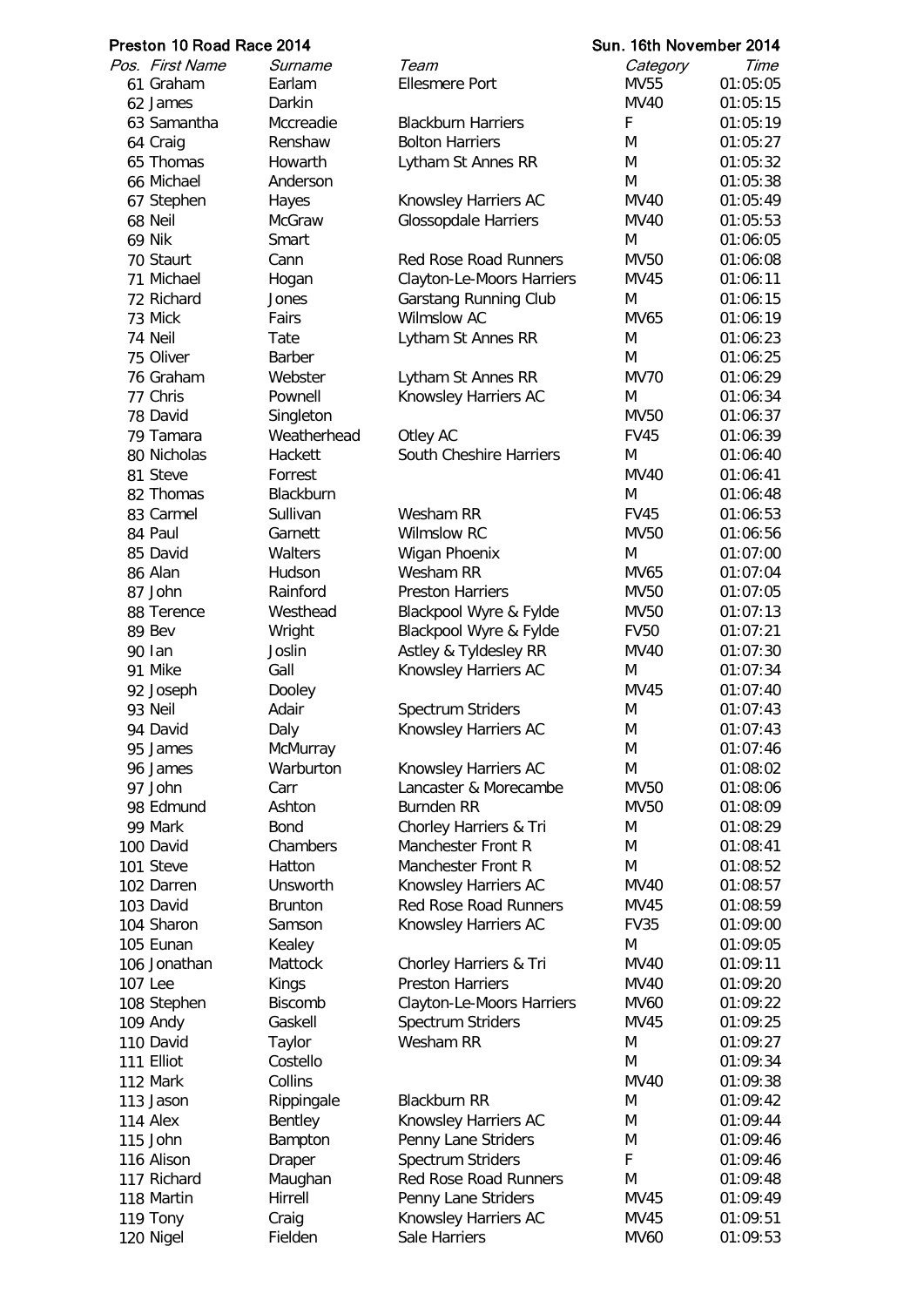**Preston 10 Road Race 2014** **Sun. 16th November 2014**

| Pos. | First Name | Surname | Team | Category | Time |
|---|---|---|---|---|---|
| 61 | Graham | Earlam | Ellesmere Port | MV55 | 01:05:05 |
| 62 | James | Darkin | | MV40 | 01:05:15 |
| 63 | Samantha | Mccreadie | Blackburn Harriers | F | 01:05:19 |
| 64 | Craig | Renshaw | Bolton Harriers | M | 01:05:27 |
| 65 | Thomas | Howarth | Lytham St Annes RR | M | 01:05:32 |
| 66 | Michael | Anderson | | M | 01:05:38 |
| 67 | Stephen | Hayes | Knowsley Harriers AC | MV40 | 01:05:49 |
| 68 | Neil | McGraw | Glossopdale Harriers | MV40 | 01:05:53 |
| 69 | Nik | Smart | | M | 01:06:05 |
| 70 | Staurt | Cann | Red Rose Road Runners | MV50 | 01:06:08 |
| 71 | Michael | Hogan | Clayton-Le-Moors Harriers | MV45 | 01:06:11 |
| 72 | Richard | Jones | Garstang Running Club | M | 01:06:15 |
| 73 | Mick | Fairs | Wilmslow AC | MV65 | 01:06:19 |
| 74 | Neil | Tate | Lytham St Annes RR | M | 01:06:23 |
| 75 | Oliver | Barber | | M | 01:06:25 |
| 76 | Graham | Webster | Lytham St Annes RR | MV70 | 01:06:29 |
| 77 | Chris | Pownell | Knowsley Harriers AC | M | 01:06:34 |
| 78 | David | Singleton | | MV50 | 01:06:37 |
| 79 | Tamara | Weatherhead | Otley AC | FV45 | 01:06:39 |
| 80 | Nicholas | Hackett | South Cheshire Harriers | M | 01:06:40 |
| 81 | Steve | Forrest | | MV40 | 01:06:41 |
| 82 | Thomas | Blackburn | | M | 01:06:48 |
| 83 | Carmel | Sullivan | Wesham RR | FV45 | 01:06:53 |
| 84 | Paul | Garnett | Wilmslow RC | MV50 | 01:06:56 |
| 85 | David | Walters | Wigan Phoenix | M | 01:07:00 |
| 86 | Alan | Hudson | Wesham RR | MV65 | 01:07:04 |
| 87 | John | Rainford | Preston Harriers | MV50 | 01:07:05 |
| 88 | Terence | Westhead | Blackpool Wyre & Fylde | MV50 | 01:07:13 |
| 89 | Bev | Wright | Blackpool Wyre & Fylde | FV50 | 01:07:21 |
| 90 | Ian | Joslin | Astley & Tyldesley RR | MV40 | 01:07:30 |
| 91 | Mike | Gall | Knowsley Harriers AC | M | 01:07:34 |
| 92 | Joseph | Dooley | | MV45 | 01:07:40 |
| 93 | Neil | Adair | Spectrum Striders | M | 01:07:43 |
| 94 | David | Daly | Knowsley Harriers AC | M | 01:07:43 |
| 95 | James | McMurray | | M | 01:07:46 |
| 96 | James | Warburton | Knowsley Harriers AC | M | 01:08:02 |
| 97 | John | Carr | Lancaster & Morecambe | MV50 | 01:08:06 |
| 98 | Edmund | Ashton | Burnden RR | MV50 | 01:08:09 |
| 99 | Mark | Bond | Chorley Harriers & Tri | M | 01:08:29 |
| 100 | David | Chambers | Manchester Front R | M | 01:08:41 |
| 101 | Steve | Hatton | Manchester Front R | M | 01:08:52 |
| 102 | Darren | Unsworth | Knowsley Harriers AC | MV40 | 01:08:57 |
| 103 | David | Brunton | Red Rose Road Runners | MV45 | 01:08:59 |
| 104 | Sharon | Samson | Knowsley Harriers AC | FV35 | 01:09:00 |
| 105 | Eunan | Kealey | | M | 01:09:05 |
| 106 | Jonathan | Mattock | Chorley Harriers & Tri | MV40 | 01:09:11 |
| 107 | Lee | Kings | Preston Harriers | MV40 | 01:09:20 |
| 108 | Stephen | Biscomb | Clayton-Le-Moors Harriers | MV60 | 01:09:22 |
| 109 | Andy | Gaskell | Spectrum Striders | MV45 | 01:09:25 |
| 110 | David | Taylor | Wesham RR | M | 01:09:27 |
| 111 | Elliot | Costello | | M | 01:09:34 |
| 112 | Mark | Collins | | MV40 | 01:09:38 |
| 113 | Jason | Rippingale | Blackburn RR | M | 01:09:42 |
| 114 | Alex | Bentley | Knowsley Harriers AC | M | 01:09:44 |
| 115 | John | Bampton | Penny Lane Striders | M | 01:09:46 |
| 116 | Alison | Draper | Spectrum Striders | F | 01:09:46 |
| 117 | Richard | Maughan | Red Rose Road Runners | M | 01:09:48 |
| 118 | Martin | Hirrell | Penny Lane Striders | MV45 | 01:09:49 |
| 119 | Tony | Craig | Knowsley Harriers AC | MV45 | 01:09:51 |
| 120 | Nigel | Fielden | Sale Harriers | MV60 | 01:09:53 |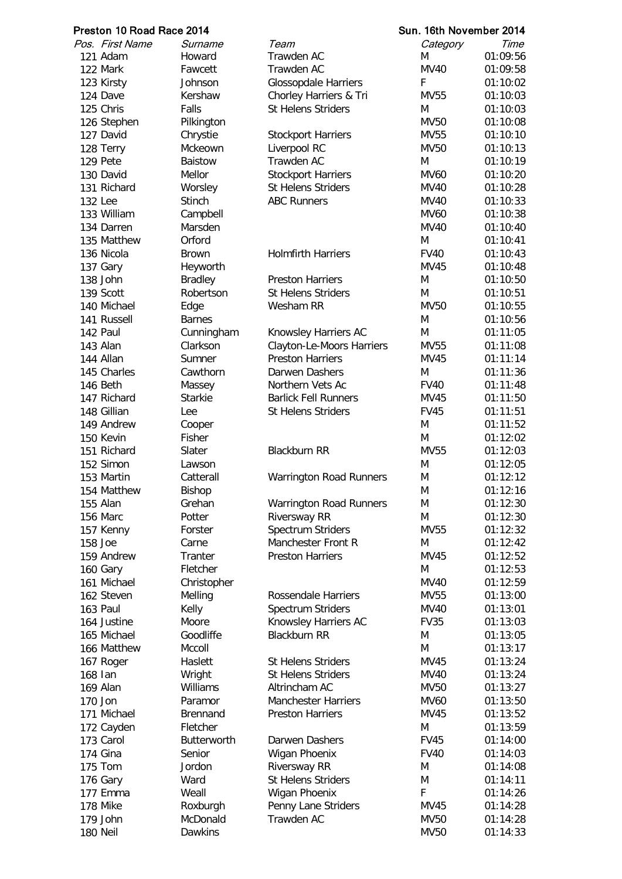**Preston 10 Road Race 2014** | **Sun. 16th November 2014**

| Pos. | First Name | Surname | Team | Category | Time |
|---|---|---|---|---|---|
| 121 | Adam | Howard | Trawden AC | M | 01:09:56 |
| 122 | Mark | Fawcett | Trawden AC | MV40 | 01:09:58 |
| 123 | Kirsty | Johnson | Glossopdale Harriers | F | 01:10:02 |
| 124 | Dave | Kershaw | Chorley Harriers & Tri | MV55 | 01:10:03 |
| 125 | Chris | Falls | St Helens Striders | M | 01:10:03 |
| 126 | Stephen | Pilkington | | MV50 | 01:10:08 |
| 127 | David | Chrystie | Stockport Harriers | MV55 | 01:10:10 |
| 128 | Terry | Mckeown | Liverpool RC | MV50 | 01:10:13 |
| 129 | Pete | Baistow | Trawden AC | M | 01:10:19 |
| 130 | David | Mellor | Stockport Harriers | MV60 | 01:10:20 |
| 131 | Richard | Worsley | St Helens Striders | MV40 | 01:10:28 |
| 132 | Lee | Stinch | ABC Runners | MV40 | 01:10:33 |
| 133 | William | Campbell | | MV60 | 01:10:38 |
| 134 | Darren | Marsden | | MV40 | 01:10:40 |
| 135 | Matthew | Orford | | M | 01:10:41 |
| 136 | Nicola | Brown | Holmfirth Harriers | FV40 | 01:10:43 |
| 137 | Gary | Heyworth | | MV45 | 01:10:48 |
| 138 | John | Bradley | Preston Harriers | M | 01:10:50 |
| 139 | Scott | Robertson | St Helens Striders | M | 01:10:51 |
| 140 | Michael | Edge | Wesham RR | MV50 | 01:10:55 |
| 141 | Russell | Barnes | | M | 01:10:56 |
| 142 | Paul | Cunningham | Knowsley Harriers AC | M | 01:11:05 |
| 143 | Alan | Clarkson | Clayton-Le-Moors Harriers | MV55 | 01:11:08 |
| 144 | Allan | Sumner | Preston Harriers | MV45 | 01:11:14 |
| 145 | Charles | Cawthorn | Darwen Dashers | M | 01:11:36 |
| 146 | Beth | Massey | Northern Vets Ac | FV40 | 01:11:48 |
| 147 | Richard | Starkie | Barlick Fell Runners | MV45 | 01:11:50 |
| 148 | Gillian | Lee | St Helens Striders | FV45 | 01:11:51 |
| 149 | Andrew | Cooper | | M | 01:11:52 |
| 150 | Kevin | Fisher | | M | 01:12:02 |
| 151 | Richard | Slater | Blackburn RR | MV55 | 01:12:03 |
| 152 | Simon | Lawson | | M | 01:12:05 |
| 153 | Martin | Catterall | Warrington Road Runners | M | 01:12:12 |
| 154 | Matthew | Bishop | | M | 01:12:16 |
| 155 | Alan | Grehan | Warrington Road Runners | M | 01:12:30 |
| 156 | Marc | Potter | Riversway RR | M | 01:12:30 |
| 157 | Kenny | Forster | Spectrum Striders | MV55 | 01:12:32 |
| 158 | Joe | Carne | Manchester Front R | M | 01:12:42 |
| 159 | Andrew | Tranter | Preston Harriers | MV45 | 01:12:52 |
| 160 | Gary | Fletcher | | M | 01:12:53 |
| 161 | Michael | Christopher | | MV40 | 01:12:59 |
| 162 | Steven | Melling | Rossendale Harriers | MV55 | 01:13:00 |
| 163 | Paul | Kelly | Spectrum Striders | MV40 | 01:13:01 |
| 164 | Justine | Moore | Knowsley Harriers AC | FV35 | 01:13:03 |
| 165 | Michael | Goodliffe | Blackburn RR | M | 01:13:05 |
| 166 | Matthew | Mccoll | | M | 01:13:17 |
| 167 | Roger | Haslett | St Helens Striders | MV45 | 01:13:24 |
| 168 | Ian | Wright | St Helens Striders | MV40 | 01:13:24 |
| 169 | Alan | Williams | Altrincham AC | MV50 | 01:13:27 |
| 170 | Jon | Paramor | Manchester Harriers | MV60 | 01:13:50 |
| 171 | Michael | Brennand | Preston Harriers | MV45 | 01:13:52 |
| 172 | Cayden | Fletcher | | M | 01:13:59 |
| 173 | Carol | Butterworth | Darwen Dashers | FV45 | 01:14:00 |
| 174 | Gina | Senior | Wigan Phoenix | FV40 | 01:14:03 |
| 175 | Tom | Jordon | Riversway RR | M | 01:14:08 |
| 176 | Gary | Ward | St Helens Striders | M | 01:14:11 |
| 177 | Emma | Weall | Wigan Phoenix | F | 01:14:26 |
| 178 | Mike | Roxburgh | Penny Lane Striders | MV45 | 01:14:28 |
| 179 | John | McDonald | Trawden AC | MV50 | 01:14:28 |
| 180 | Neil | Dawkins | | MV50 | 01:14:33 |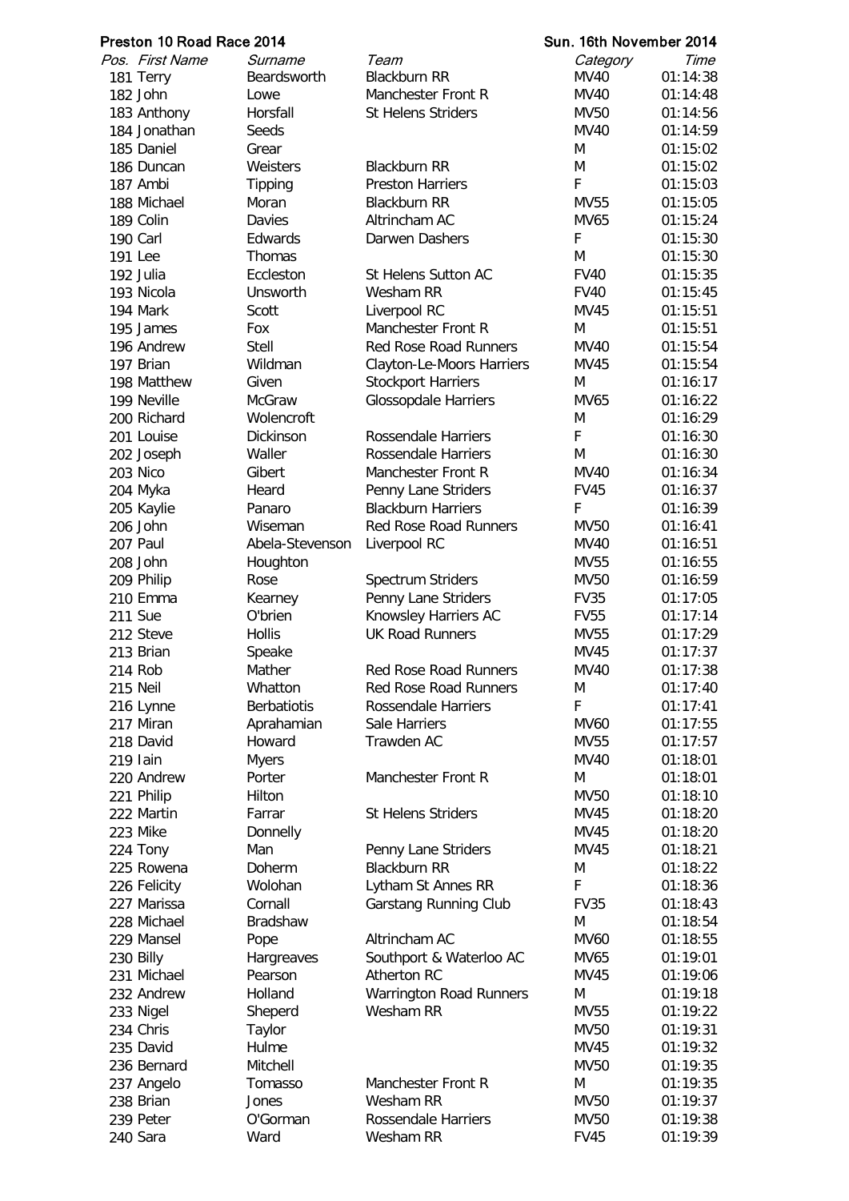**Preston 10 Road Race 2014** **Sun. 16th November 2014**

| Pos. | First Name | Surname | Team | Category | Time |
|---|---|---|---|---|---|
| 181 | Terry | Beardsworth | Blackburn RR | MV40 | 01:14:38 |
| 182 | John | Lowe | Manchester Front R | MV40 | 01:14:48 |
| 183 | Anthony | Horsfall | St Helens Striders | MV50 | 01:14:56 |
| 184 | Jonathan | Seeds | | MV40 | 01:14:59 |
| 185 | Daniel | Grear | | M | 01:15:02 |
| 186 | Duncan | Weisters | Blackburn RR | M | 01:15:02 |
| 187 | Ambi | Tipping | Preston Harriers | F | 01:15:03 |
| 188 | Michael | Moran | Blackburn RR | MV55 | 01:15:05 |
| 189 | Colin | Davies | Altrincham AC | MV65 | 01:15:24 |
| 190 | Carl | Edwards | Darwen Dashers | F | 01:15:30 |
| 191 | Lee | Thomas | | M | 01:15:30 |
| 192 | Julia | Eccleston | St Helens Sutton AC | FV40 | 01:15:35 |
| 193 | Nicola | Unsworth | Wesham RR | FV40 | 01:15:45 |
| 194 | Mark | Scott | Liverpool RC | MV45 | 01:15:51 |
| 195 | James | Fox | Manchester Front R | M | 01:15:51 |
| 196 | Andrew | Stell | Red Rose Road Runners | MV40 | 01:15:54 |
| 197 | Brian | Wildman | Clayton-Le-Moors Harriers | MV45 | 01:15:54 |
| 198 | Matthew | Given | Stockport Harriers | M | 01:16:17 |
| 199 | Neville | McGraw | Glossopdale Harriers | MV65 | 01:16:22 |
| 200 | Richard | Wolencroft | | M | 01:16:29 |
| 201 | Louise | Dickinson | Rossendale Harriers | F | 01:16:30 |
| 202 | Joseph | Waller | Rossendale Harriers | M | 01:16:30 |
| 203 | Nico | Gibert | Manchester Front R | MV40 | 01:16:34 |
| 204 | Myka | Heard | Penny Lane Striders | FV45 | 01:16:37 |
| 205 | Kaylie | Panaro | Blackburn Harriers | F | 01:16:39 |
| 206 | John | Wiseman | Red Rose Road Runners | MV50 | 01:16:41 |
| 207 | Paul | Abela-Stevenson | Liverpool RC | MV40 | 01:16:51 |
| 208 | John | Houghton | | MV55 | 01:16:55 |
| 209 | Philip | Rose | Spectrum Striders | MV50 | 01:16:59 |
| 210 | Emma | Kearney | Penny Lane Striders | FV35 | 01:17:05 |
| 211 | Sue | O'brien | Knowsley Harriers AC | FV55 | 01:17:14 |
| 212 | Steve | Hollis | UK Road Runners | MV55 | 01:17:29 |
| 213 | Brian | Speake | | MV45 | 01:17:37 |
| 214 | Rob | Mather | Red Rose Road Runners | MV40 | 01:17:38 |
| 215 | Neil | Whatton | Red Rose Road Runners | M | 01:17:40 |
| 216 | Lynne | Berbatiotis | Rossendale Harriers | F | 01:17:41 |
| 217 | Miran | Aprahamian | Sale Harriers | MV60 | 01:17:55 |
| 218 | David | Howard | Trawden AC | MV55 | 01:17:57 |
| 219 | Iain | Myers | | MV40 | 01:18:01 |
| 220 | Andrew | Porter | Manchester Front R | M | 01:18:01 |
| 221 | Philip | Hilton | | MV50 | 01:18:10 |
| 222 | Martin | Farrar | St Helens Striders | MV45 | 01:18:20 |
| 223 | Mike | Donnelly | | MV45 | 01:18:20 |
| 224 | Tony | Man | Penny Lane Striders | MV45 | 01:18:21 |
| 225 | Rowena | Doherm | Blackburn RR | M | 01:18:22 |
| 226 | Felicity | Wolohan | Lytham St Annes RR | F | 01:18:36 |
| 227 | Marissa | Cornall | Garstang Running Club | FV35 | 01:18:43 |
| 228 | Michael | Bradshaw | | M | 01:18:54 |
| 229 | Mansel | Pope | Altrincham AC | MV60 | 01:18:55 |
| 230 | Billy | Hargreaves | Southport & Waterloo AC | MV65 | 01:19:01 |
| 231 | Michael | Pearson | Atherton RC | MV45 | 01:19:06 |
| 232 | Andrew | Holland | Warrington Road Runners | M | 01:19:18 |
| 233 | Nigel | Sheperd | Wesham RR | MV55 | 01:19:22 |
| 234 | Chris | Taylor | | MV50 | 01:19:31 |
| 235 | David | Hulme | | MV45 | 01:19:32 |
| 236 | Bernard | Mitchell | | MV50 | 01:19:35 |
| 237 | Angelo | Tomasso | Manchester Front R | M | 01:19:35 |
| 238 | Brian | Jones | Wesham RR | MV50 | 01:19:37 |
| 239 | Peter | O'Gorman | Rossendale Harriers | MV50 | 01:19:38 |
| 240 | Sara | Ward | Wesham RR | FV45 | 01:19:39 |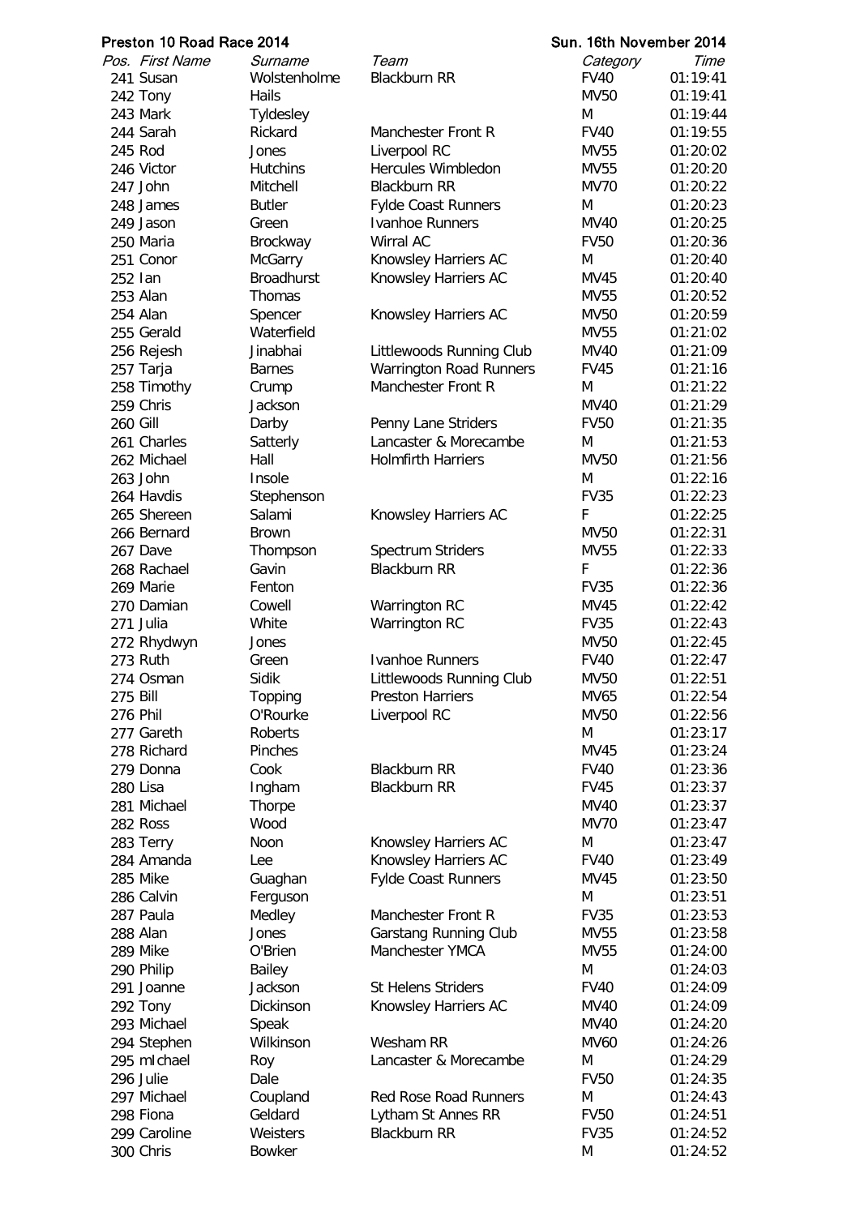**Preston 10 Road Race 2014** — **Sun. 16th November 2014**

| *Pos.* | *First Name* | *Surname* | *Team* | *Category* | *Time* |
|---|---|---|---|---|---|
| 241 | Susan | Wolstenholme | Blackburn RR | FV40 | 01:19:41 |
| 242 | Tony | Hails | | MV50 | 01:19:41 |
| 243 | Mark | Tyldesley | | M | 01:19:44 |
| 244 | Sarah | Rickard | Manchester Front R | FV40 | 01:19:55 |
| 245 | Rod | Jones | Liverpool RC | MV55 | 01:20:02 |
| 246 | Victor | Hutchins | Hercules Wimbledon | MV55 | 01:20:20 |
| 247 | John | Mitchell | Blackburn RR | MV70 | 01:20:22 |
| 248 | James | Butler | Fylde Coast Runners | M | 01:20:23 |
| 249 | Jason | Green | Ivanhoe Runners | MV40 | 01:20:25 |
| 250 | Maria | Brockway | Wirral AC | FV50 | 01:20:36 |
| 251 | Conor | McGarry | Knowsley Harriers AC | M | 01:20:40 |
| 252 | Ian | Broadhurst | Knowsley Harriers AC | MV45 | 01:20:40 |
| 253 | Alan | Thomas | | MV55 | 01:20:52 |
| 254 | Alan | Spencer | Knowsley Harriers AC | MV50 | 01:20:59 |
| 255 | Gerald | Waterfield | | MV55 | 01:21:02 |
| 256 | Rejesh | Jinabhai | Littlewoods Running Club | MV40 | 01:21:09 |
| 257 | Tarja | Barnes | Warrington Road Runners | FV45 | 01:21:16 |
| 258 | Timothy | Crump | Manchester Front R | M | 01:21:22 |
| 259 | Chris | Jackson | | MV40 | 01:21:29 |
| 260 | Gill | Darby | Penny Lane Striders | FV50 | 01:21:35 |
| 261 | Charles | Satterly | Lancaster & Morecambe | M | 01:21:53 |
| 262 | Michael | Hall | Holmfirth Harriers | MV50 | 01:21:56 |
| 263 | John | Insole | | M | 01:22:16 |
| 264 | Havdis | Stephenson | | FV35 | 01:22:23 |
| 265 | Shereen | Salami | Knowsley Harriers AC | F | 01:22:25 |
| 266 | Bernard | Brown | | MV50 | 01:22:31 |
| 267 | Dave | Thompson | Spectrum Striders | MV55 | 01:22:33 |
| 268 | Rachael | Gavin | Blackburn RR | F | 01:22:36 |
| 269 | Marie | Fenton | | FV35 | 01:22:36 |
| 270 | Damian | Cowell | Warrington RC | MV45 | 01:22:42 |
| 271 | Julia | White | Warrington RC | FV35 | 01:22:43 |
| 272 | Rhydwyn | Jones | | MV50 | 01:22:45 |
| 273 | Ruth | Green | Ivanhoe Runners | FV40 | 01:22:47 |
| 274 | Osman | Sidik | Littlewoods Running Club | MV50 | 01:22:51 |
| 275 | Bill | Topping | Preston Harriers | MV65 | 01:22:54 |
| 276 | Phil | O'Rourke | Liverpool RC | MV50 | 01:22:56 |
| 277 | Gareth | Roberts | | M | 01:23:17 |
| 278 | Richard | Pinches | | MV45 | 01:23:24 |
| 279 | Donna | Cook | Blackburn RR | FV40 | 01:23:36 |
| 280 | Lisa | Ingham | Blackburn RR | FV45 | 01:23:37 |
| 281 | Michael | Thorpe | | MV40 | 01:23:37 |
| 282 | Ross | Wood | | MV70 | 01:23:47 |
| 283 | Terry | Noon | Knowsley Harriers AC | M | 01:23:47 |
| 284 | Amanda | Lee | Knowsley Harriers AC | FV40 | 01:23:49 |
| 285 | Mike | Guaghan | Fylde Coast Runners | MV45 | 01:23:50 |
| 286 | Calvin | Ferguson | | M | 01:23:51 |
| 287 | Paula | Medley | Manchester Front R | FV35 | 01:23:53 |
| 288 | Alan | Jones | Garstang Running Club | MV55 | 01:23:58 |
| 289 | Mike | O'Brien | Manchester YMCA | MV55 | 01:24:00 |
| 290 | Philip | Bailey | | M | 01:24:03 |
| 291 | Joanne | Jackson | St Helens Striders | FV40 | 01:24:09 |
| 292 | Tony | Dickinson | Knowsley Harriers AC | MV40 | 01:24:09 |
| 293 | Michael | Speak | | MV40 | 01:24:20 |
| 294 | Stephen | Wilkinson | Wesham RR | MV60 | 01:24:26 |
| 295 | mIchael | Roy | Lancaster & Morecambe | M | 01:24:29 |
| 296 | Julie | Dale | | FV50 | 01:24:35 |
| 297 | Michael | Coupland | Red Rose Road Runners | M | 01:24:43 |
| 298 | Fiona | Geldard | Lytham St Annes RR | FV50 | 01:24:51 |
| 299 | Caroline | Weisters | Blackburn RR | FV35 | 01:24:52 |
| 300 | Chris | Bowker | | M | 01:24:52 |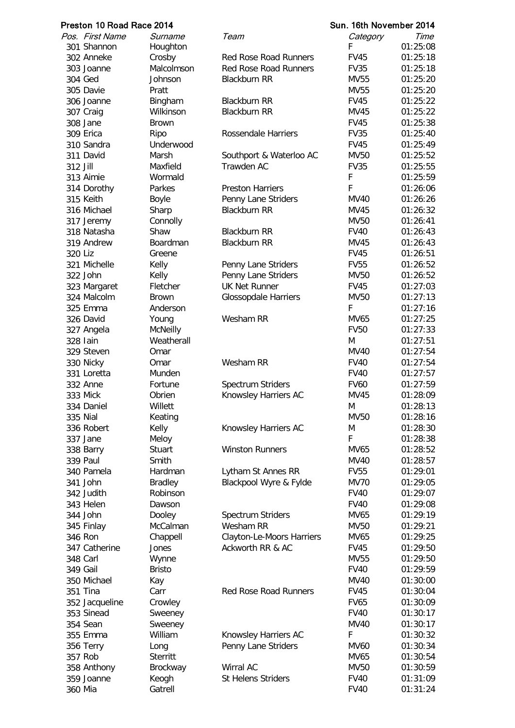**Preston 10 Road Race 2014** **Sun. 16th November 2014**

| Pos. | First Name | Surname | Team | Category | Time |
|---|---|---|---|---|---|
| 301 | Shannon | Houghton | | F | 01:25:08 |
| 302 | Anneke | Crosby | Red Rose Road Runners | FV45 | 01:25:18 |
| 303 | Joanne | Malcolmson | Red Rose Road Runners | FV35 | 01:25:18 |
| 304 | Ged | Johnson | Blackburn RR | MV55 | 01:25:20 |
| 305 | Davie | Pratt | | MV55 | 01:25:20 |
| 306 | Joanne | Bingham | Blackburn RR | FV45 | 01:25:22 |
| 307 | Craig | Wilkinson | Blackburn RR | MV45 | 01:25:22 |
| 308 | Jane | Brown | | FV45 | 01:25:38 |
| 309 | Erica | Ripo | Rossendale Harriers | FV35 | 01:25:40 |
| 310 | Sandra | Underwood | | FV45 | 01:25:49 |
| 311 | David | Marsh | Southport & Waterloo AC | MV50 | 01:25:52 |
| 312 | Jill | Maxfield | Trawden AC | FV35 | 01:25:55 |
| 313 | Aimie | Wormald | | F | 01:25:59 |
| 314 | Dorothy | Parkes | Preston Harriers | F | 01:26:06 |
| 315 | Keith | Boyle | Penny Lane Striders | MV40 | 01:26:26 |
| 316 | Michael | Sharp | Blackburn RR | MV45 | 01:26:32 |
| 317 | Jeremy | Connolly | | MV50 | 01:26:41 |
| 318 | Natasha | Shaw | Blackburn RR | FV40 | 01:26:43 |
| 319 | Andrew | Boardman | Blackburn RR | MV45 | 01:26:43 |
| 320 | Liz | Greene | | FV45 | 01:26:51 |
| 321 | Michelle | Kelly | Penny Lane Striders | FV55 | 01:26:52 |
| 322 | John | Kelly | Penny Lane Striders | MV50 | 01:26:52 |
| 323 | Margaret | Fletcher | UK Net Runner | FV45 | 01:27:03 |
| 324 | Malcolm | Brown | Glossopdale Harriers | MV50 | 01:27:13 |
| 325 | Emma | Anderson | | F | 01:27:16 |
| 326 | David | Young | Wesham RR | MV65 | 01:27:25 |
| 327 | Angela | McNeilly | | FV50 | 01:27:33 |
| 328 | Iain | Weatherall | | M | 01:27:51 |
| 329 | Steven | Omar | | MV40 | 01:27:54 |
| 330 | Nicky | Omar | Wesham RR | FV40 | 01:27:54 |
| 331 | Loretta | Munden | | FV40 | 01:27:57 |
| 332 | Anne | Fortune | Spectrum Striders | FV60 | 01:27:59 |
| 333 | Mick | Obrien | Knowsley Harriers AC | MV45 | 01:28:09 |
| 334 | Daniel | Willett | | M | 01:28:13 |
| 335 | Nial | Keating | | MV50 | 01:28:16 |
| 336 | Robert | Kelly | Knowsley Harriers AC | M | 01:28:30 |
| 337 | Jane | Meloy | | F | 01:28:38 |
| 338 | Barry | Stuart | Winston Runners | MV65 | 01:28:52 |
| 339 | Paul | Smith | | MV40 | 01:28:57 |
| 340 | Pamela | Hardman | Lytham St Annes RR | FV55 | 01:29:01 |
| 341 | John | Bradley | Blackpool Wyre & Fylde | MV70 | 01:29:05 |
| 342 | Judith | Robinson | | FV40 | 01:29:07 |
| 343 | Helen | Dawson | | FV40 | 01:29:08 |
| 344 | John | Dooley | Spectrum Striders | MV65 | 01:29:19 |
| 345 | Finlay | McCalman | Wesham RR | MV50 | 01:29:21 |
| 346 | Ron | Chappell | Clayton-Le-Moors Harriers | MV65 | 01:29:25 |
| 347 | Catherine | Jones | Ackworth RR & AC | FV45 | 01:29:50 |
| 348 | Carl | Wynne | | MV55 | 01:29:50 |
| 349 | Gail | Bristo | | FV40 | 01:29:59 |
| 350 | Michael | Kay | | MV40 | 01:30:00 |
| 351 | Tina | Carr | Red Rose Road Runners | FV45 | 01:30:04 |
| 352 | Jacqueline | Crowley | | FV65 | 01:30:09 |
| 353 | Sinead | Sweeney | | FV40 | 01:30:17 |
| 354 | Sean | Sweeney | | MV40 | 01:30:17 |
| 355 | Emma | William | Knowsley Harriers AC | F | 01:30:32 |
| 356 | Terry | Long | Penny Lane Striders | MV60 | 01:30:34 |
| 357 | Rob | Sterritt | | MV65 | 01:30:54 |
| 358 | Anthony | Brockway | Wirral AC | MV50 | 01:30:59 |
| 359 | Joanne | Keogh | St Helens Striders | FV40 | 01:31:09 |
| 360 | Mia | Gatrell | | FV40 | 01:31:24 |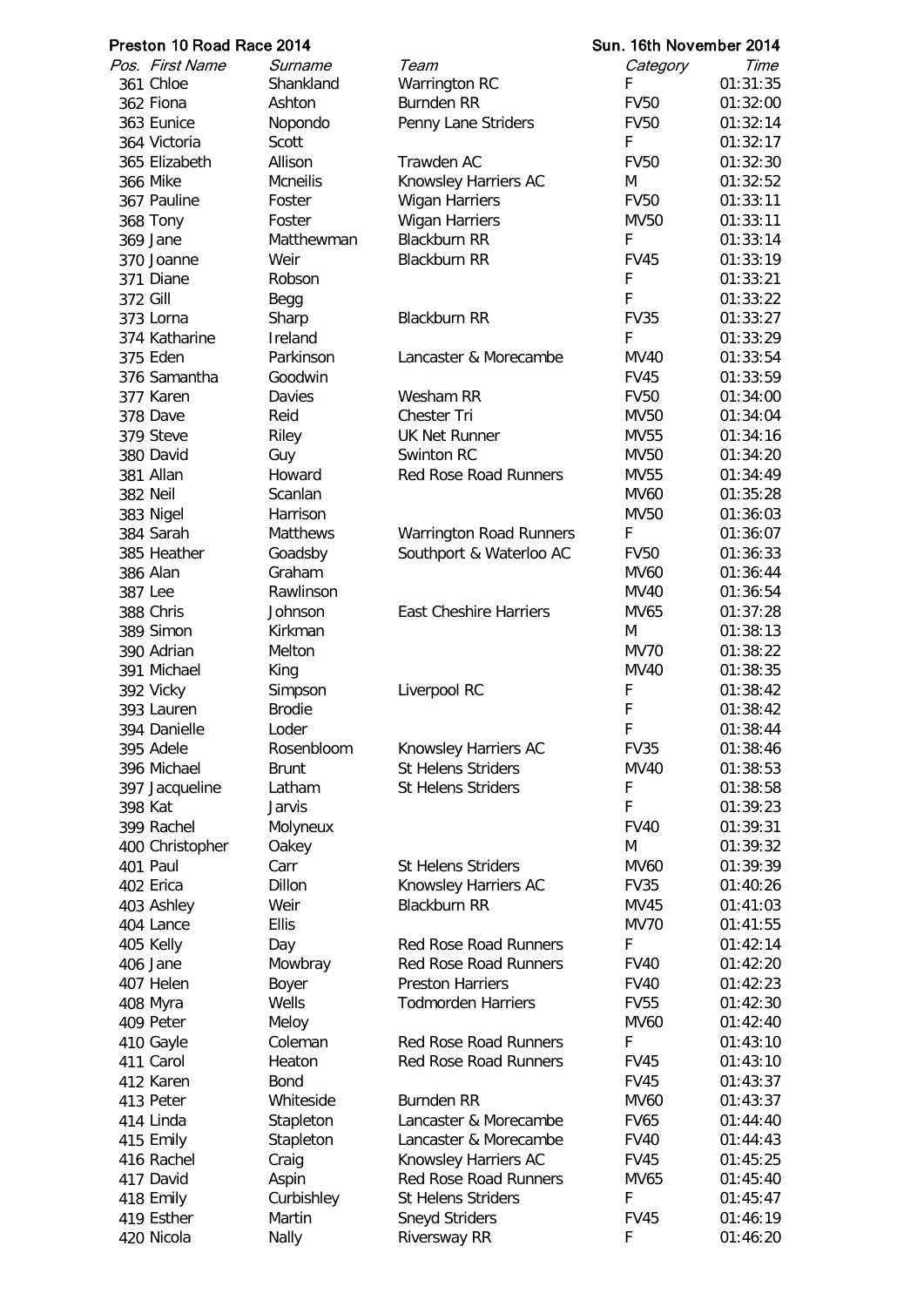Preston 10 Road Race 2014 — Sun. 16th November 2014

| Pos. | First Name | Surname | Team | Category | Time |
|---|---|---|---|---|---|
| 361 | Chloe | Shankland | Warrington RC | F | 01:31:35 |
| 362 | Fiona | Ashton | Burnden RR | FV50 | 01:32:00 |
| 363 | Eunice | Nopondo | Penny Lane Striders | FV50 | 01:32:14 |
| 364 | Victoria | Scott | | F | 01:32:17 |
| 365 | Elizabeth | Allison | Trawden AC | FV50 | 01:32:30 |
| 366 | Mike | Mcneilis | Knowsley Harriers AC | M | 01:32:52 |
| 367 | Pauline | Foster | Wigan Harriers | FV50 | 01:33:11 |
| 368 | Tony | Foster | Wigan Harriers | MV50 | 01:33:11 |
| 369 | Jane | Matthewman | Blackburn RR | F | 01:33:14 |
| 370 | Joanne | Weir | Blackburn RR | FV45 | 01:33:19 |
| 371 | Diane | Robson | | F | 01:33:21 |
| 372 | Gill | Begg | | F | 01:33:22 |
| 373 | Lorna | Sharp | Blackburn RR | FV35 | 01:33:27 |
| 374 | Katharine | Ireland | | F | 01:33:29 |
| 375 | Eden | Parkinson | Lancaster & Morecambe | MV40 | 01:33:54 |
| 376 | Samantha | Goodwin | | FV45 | 01:33:59 |
| 377 | Karen | Davies | Wesham RR | FV50 | 01:34:00 |
| 378 | Dave | Reid | Chester Tri | MV50 | 01:34:04 |
| 379 | Steve | Riley | UK Net Runner | MV55 | 01:34:16 |
| 380 | David | Guy | Swinton RC | MV50 | 01:34:20 |
| 381 | Allan | Howard | Red Rose Road Runners | MV55 | 01:34:49 |
| 382 | Neil | Scanlan | | MV60 | 01:35:28 |
| 383 | Nigel | Harrison | | MV50 | 01:36:03 |
| 384 | Sarah | Matthews | Warrington Road Runners | F | 01:36:07 |
| 385 | Heather | Goadsby | Southport & Waterloo AC | FV50 | 01:36:33 |
| 386 | Alan | Graham | | MV60 | 01:36:44 |
| 387 | Lee | Rawlinson | | MV40 | 01:36:54 |
| 388 | Chris | Johnson | East Cheshire Harriers | MV65 | 01:37:28 |
| 389 | Simon | Kirkman | | M | 01:38:13 |
| 390 | Adrian | Melton | | MV70 | 01:38:22 |
| 391 | Michael | King | | MV40 | 01:38:35 |
| 392 | Vicky | Simpson | Liverpool RC | F | 01:38:42 |
| 393 | Lauren | Brodie | | F | 01:38:42 |
| 394 | Danielle | Loder | | F | 01:38:44 |
| 395 | Adele | Rosenbloom | Knowsley Harriers AC | FV35 | 01:38:46 |
| 396 | Michael | Brunt | St Helens Striders | MV40 | 01:38:53 |
| 397 | Jacqueline | Latham | St Helens Striders | F | 01:38:58 |
| 398 | Kat | Jarvis | | F | 01:39:23 |
| 399 | Rachel | Molyneux | | FV40 | 01:39:31 |
| 400 | Christopher | Oakey | | M | 01:39:32 |
| 401 | Paul | Carr | St Helens Striders | MV60 | 01:39:39 |
| 402 | Erica | Dillon | Knowsley Harriers AC | FV35 | 01:40:26 |
| 403 | Ashley | Weir | Blackburn RR | MV45 | 01:41:03 |
| 404 | Lance | Ellis | | MV70 | 01:41:55 |
| 405 | Kelly | Day | Red Rose Road Runners | F | 01:42:14 |
| 406 | Jane | Mowbray | Red Rose Road Runners | FV40 | 01:42:20 |
| 407 | Helen | Boyer | Preston Harriers | FV40 | 01:42:23 |
| 408 | Myra | Wells | Todmorden Harriers | FV55 | 01:42:30 |
| 409 | Peter | Meloy | | MV60 | 01:42:40 |
| 410 | Gayle | Coleman | Red Rose Road Runners | F | 01:43:10 |
| 411 | Carol | Heaton | Red Rose Road Runners | FV45 | 01:43:10 |
| 412 | Karen | Bond | | FV45 | 01:43:37 |
| 413 | Peter | Whiteside | Burnden RR | MV60 | 01:43:37 |
| 414 | Linda | Stapleton | Lancaster & Morecambe | FV65 | 01:44:40 |
| 415 | Emily | Stapleton | Lancaster & Morecambe | FV40 | 01:44:43 |
| 416 | Rachel | Craig | Knowsley Harriers AC | FV45 | 01:45:25 |
| 417 | David | Aspin | Red Rose Road Runners | MV65 | 01:45:40 |
| 418 | Emily | Curbishley | St Helens Striders | F | 01:45:47 |
| 419 | Esther | Martin | Sneyd Striders | FV45 | 01:46:19 |
| 420 | Nicola | Nally | Riversway RR | F | 01:46:20 |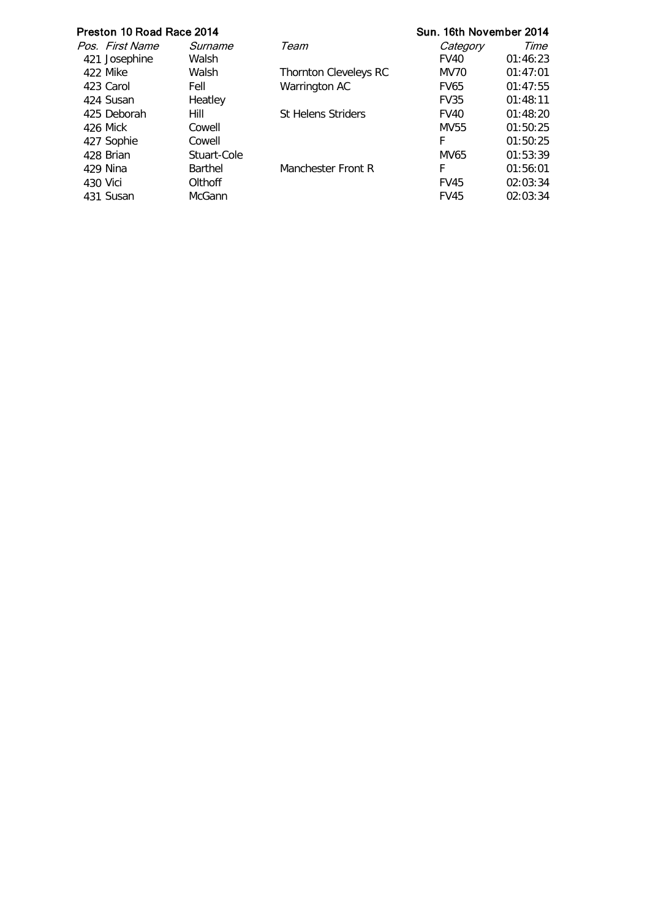Preston 10 Road Race 2014 — Sun. 16th November 2014

| *Pos.* | *First Name* | *Surname* | *Team* | *Category* | *Time* |
|---|---|---|---|---|---|
| 421 | Josephine | Walsh | | FV40 | 01:46:23 |
| 422 | Mike | Walsh | Thornton Cleveleys RC | MV70 | 01:47:01 |
| 423 | Carol | Fell | Warrington AC | FV65 | 01:47:55 |
| 424 | Susan | Heatley | | FV35 | 01:48:11 |
| 425 | Deborah | Hill | St Helens Striders | FV40 | 01:48:20 |
| 426 | Mick | Cowell | | MV55 | 01:50:25 |
| 427 | Sophie | Cowell | | F | 01:50:25 |
| 428 | Brian | Stuart-Cole | | MV65 | 01:53:39 |
| 429 | Nina | Barthel | Manchester Front R | F | 01:56:01 |
| 430 | Vici | Olthoff | | FV45 | 02:03:34 |
| 431 | Susan | McGann | | FV45 | 02:03:34 |